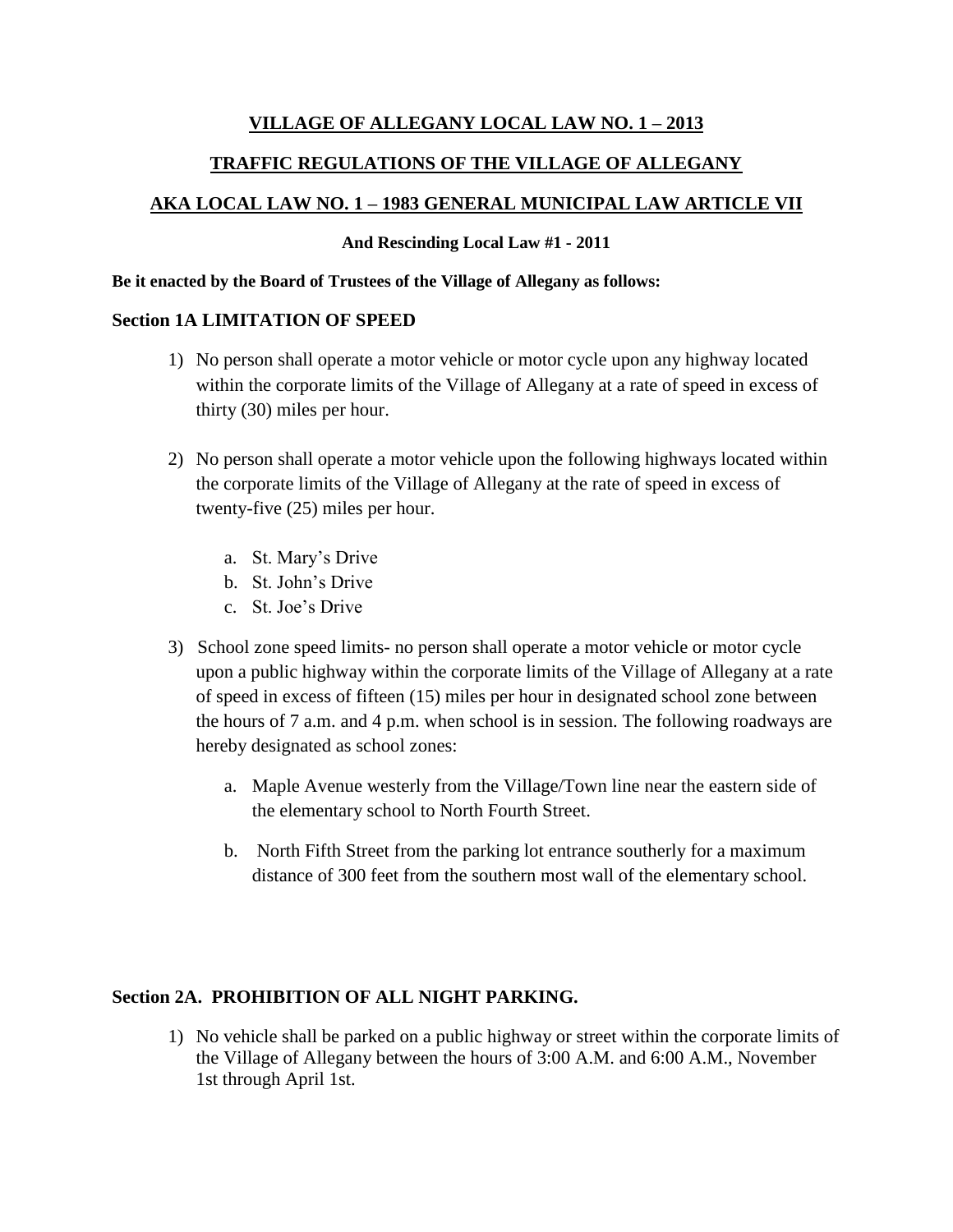# VILLAGE OF ALLEGANY LOCAL LAW NO. 1 – 2013

## TRAFFIC REGULATIONS OF THE VILLAGE OF ALLEGANY

## AKA LOCAL LAW NO. 1 – 1983 GENERAL MUNICIPAL LAW ARTICLE VII

**And Rescinding Local Law #1 - 2011**

**Be it enacted by the Board of Trustees of the Village of Allegany as follows:**

### Section 1A LIMITATION OF SPEED

1) No person shall operate a motor vehicle or motor cycle upon any highway located within the corporate limits of the Village of Allegany at a rate of speed in excess of thirty (30) miles per hour.

2) No person shall operate a motor vehicle upon the following highways located within the corporate limits of the Village of Allegany at the rate of speed in excess of twenty-five (25) miles per hour.

   a. St. Mary's Drive
   b. St. John's Drive
   c. St. Joe's Drive

3) School zone speed limits- no person shall operate a motor vehicle or motor cycle upon a public highway within the corporate limits of the Village of Allegany at a rate of speed in excess of fifteen (15) miles per hour in designated school zone between the hours of 7 a.m. and 4 p.m. when school is in session. The following roadways are hereby designated as school zones:

   a. Maple Avenue westerly from the Village/Town line near the eastern side of the elementary school to North Fourth Street.

   b. North Fifth Street from the parking lot entrance southerly for a maximum distance of 300 feet from the southern most wall of the elementary school.

### Section 2A. PROHIBITION OF ALL NIGHT PARKING.

1) No vehicle shall be parked on a public highway or street within the corporate limits of the Village of Allegany between the hours of 3:00 A.M. and 6:00 A.M., November 1st through April 1st.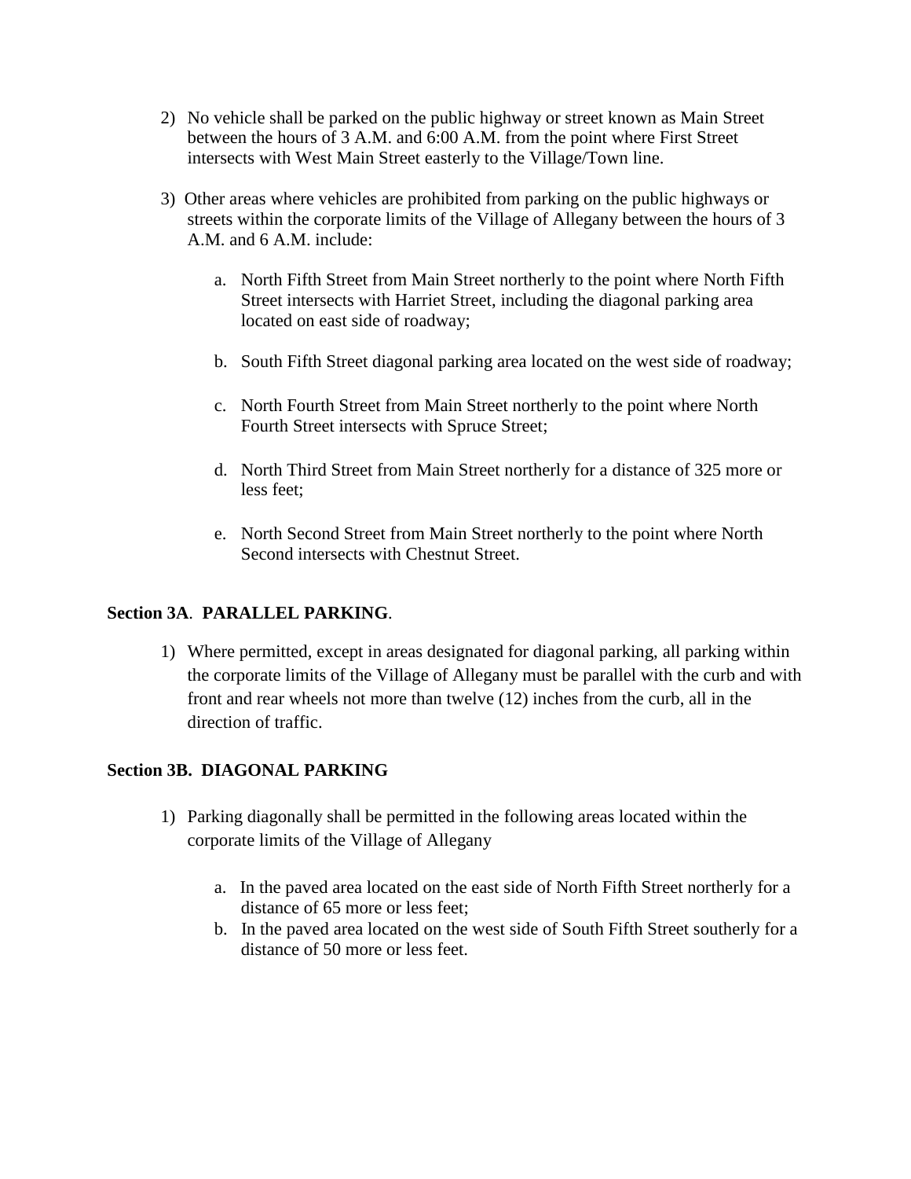2) No vehicle shall be parked on the public highway or street known as Main Street between the hours of 3 A.M. and 6:00 A.M. from the point where First Street intersects with West Main Street easterly to the Village/Town line.

3) Other areas where vehicles are prohibited from parking on the public highways or streets within the corporate limits of the Village of Allegany between the hours of 3 A.M. and 6 A.M. include:

   a. North Fifth Street from Main Street northerly to the point where North Fifth Street intersects with Harriet Street, including the diagonal parking area located on east side of roadway;

   b. South Fifth Street diagonal parking area located on the west side of roadway;

   c. North Fourth Street from Main Street northerly to the point where North Fourth Street intersects with Spruce Street;

   d. North Third Street from Main Street northerly for a distance of 325 more or less feet;

   e. North Second Street from Main Street northerly to the point where North Second intersects with Chestnut Street.

**Section 3A**. **PARALLEL PARKING**.

1) Where permitted, except in areas designated for diagonal parking, all parking within the corporate limits of the Village of Allegany must be parallel with the curb and with front and rear wheels not more than twelve (12) inches from the curb, all in the direction of traffic.

**Section 3B. DIAGONAL PARKING**

1) Parking diagonally shall be permitted in the following areas located within the corporate limits of the Village of Allegany

   a. In the paved area located on the east side of North Fifth Street northerly for a distance of 65 more or less feet;
   b. In the paved area located on the west side of South Fifth Street southerly for a distance of 50 more or less feet.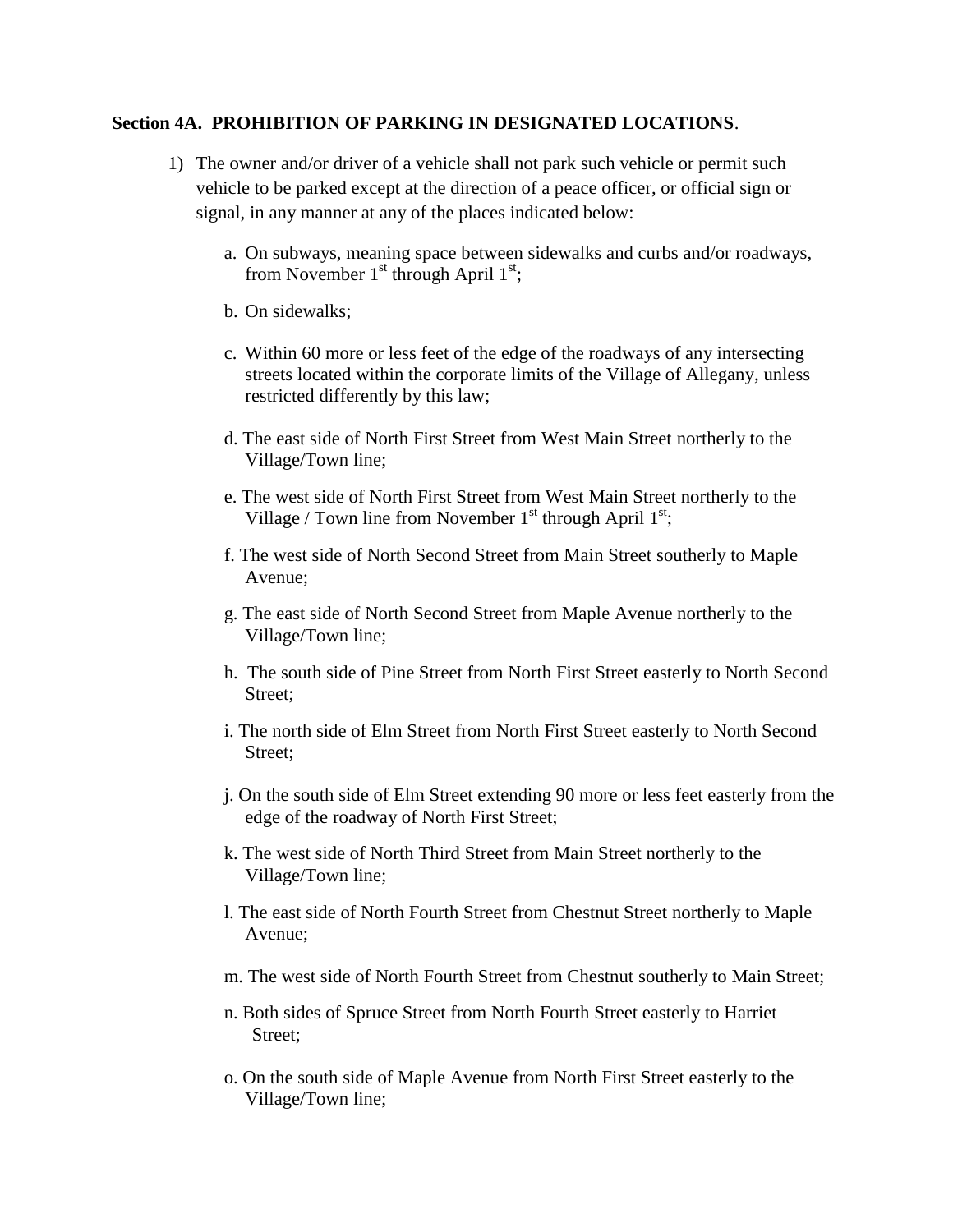**Section 4A. PROHIBITION OF PARKING IN DESIGNATED LOCATIONS**.

1) The owner and/or driver of a vehicle shall not park such vehicle or permit such vehicle to be parked except at the direction of a peace officer, or official sign or signal, in any manner at any of the places indicated below:

   a. On subways, meaning space between sidewalks and curbs and/or roadways, from November 1st through April 1st;

   b. On sidewalks;

   c. Within 60 more or less feet of the edge of the roadways of any intersecting streets located within the corporate limits of the Village of Allegany, unless restricted differently by this law;

   d. The east side of North First Street from West Main Street northerly to the Village/Town line;

   e. The west side of North First Street from West Main Street northerly to the Village / Town line from November 1st through April 1st;

   f. The west side of North Second Street from Main Street southerly to Maple Avenue;

   g. The east side of North Second Street from Maple Avenue northerly to the Village/Town line;

   h. The south side of Pine Street from North First Street easterly to North Second Street;

   i. The north side of Elm Street from North First Street easterly to North Second Street;

   j. On the south side of Elm Street extending 90 more or less feet easterly from the edge of the roadway of North First Street;

   k. The west side of North Third Street from Main Street northerly to the Village/Town line;

   l. The east side of North Fourth Street from Chestnut Street northerly to Maple Avenue;

   m. The west side of North Fourth Street from Chestnut southerly to Main Street;

   n. Both sides of Spruce Street from North Fourth Street easterly to Harriet Street;

   o. On the south side of Maple Avenue from North First Street easterly to the Village/Town line;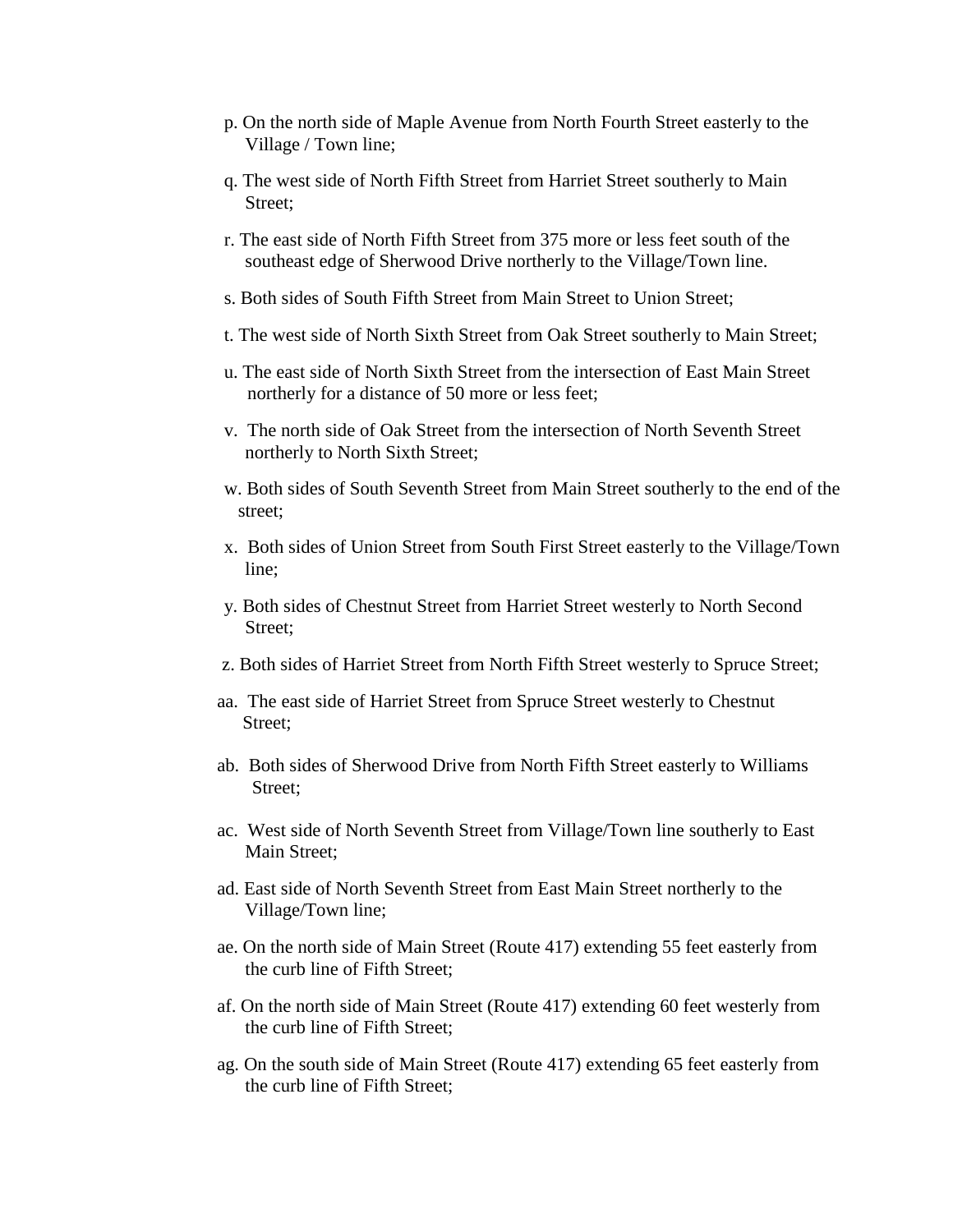p. On the north side of Maple Avenue from North Fourth Street easterly to the Village / Town line;

q. The west side of North Fifth Street from Harriet Street southerly to Main Street;

r. The east side of North Fifth Street from 375 more or less feet south of the southeast edge of Sherwood Drive northerly to the Village/Town line.

s. Both sides of South Fifth Street from Main Street to Union Street;

t. The west side of North Sixth Street from Oak Street southerly to Main Street;

u. The east side of North Sixth Street from the intersection of East Main Street northerly for a distance of 50 more or less feet;

v. The north side of Oak Street from the intersection of North Seventh Street northerly to North Sixth Street;

w. Both sides of South Seventh Street from Main Street southerly to the end of the street;

x. Both sides of Union Street from South First Street easterly to the Village/Town line;

y. Both sides of Chestnut Street from Harriet Street westerly to North Second Street;

z. Both sides of Harriet Street from North Fifth Street westerly to Spruce Street;

aa. The east side of Harriet Street from Spruce Street westerly to Chestnut Street;

ab. Both sides of Sherwood Drive from North Fifth Street easterly to Williams Street;

ac. West side of North Seventh Street from Village/Town line southerly to East Main Street;

ad. East side of North Seventh Street from East Main Street northerly to the Village/Town line;

ae. On the north side of Main Street (Route 417) extending 55 feet easterly from the curb line of Fifth Street;

af. On the north side of Main Street (Route 417) extending 60 feet westerly from the curb line of Fifth Street;

ag. On the south side of Main Street (Route 417) extending 65 feet easterly from the curb line of Fifth Street;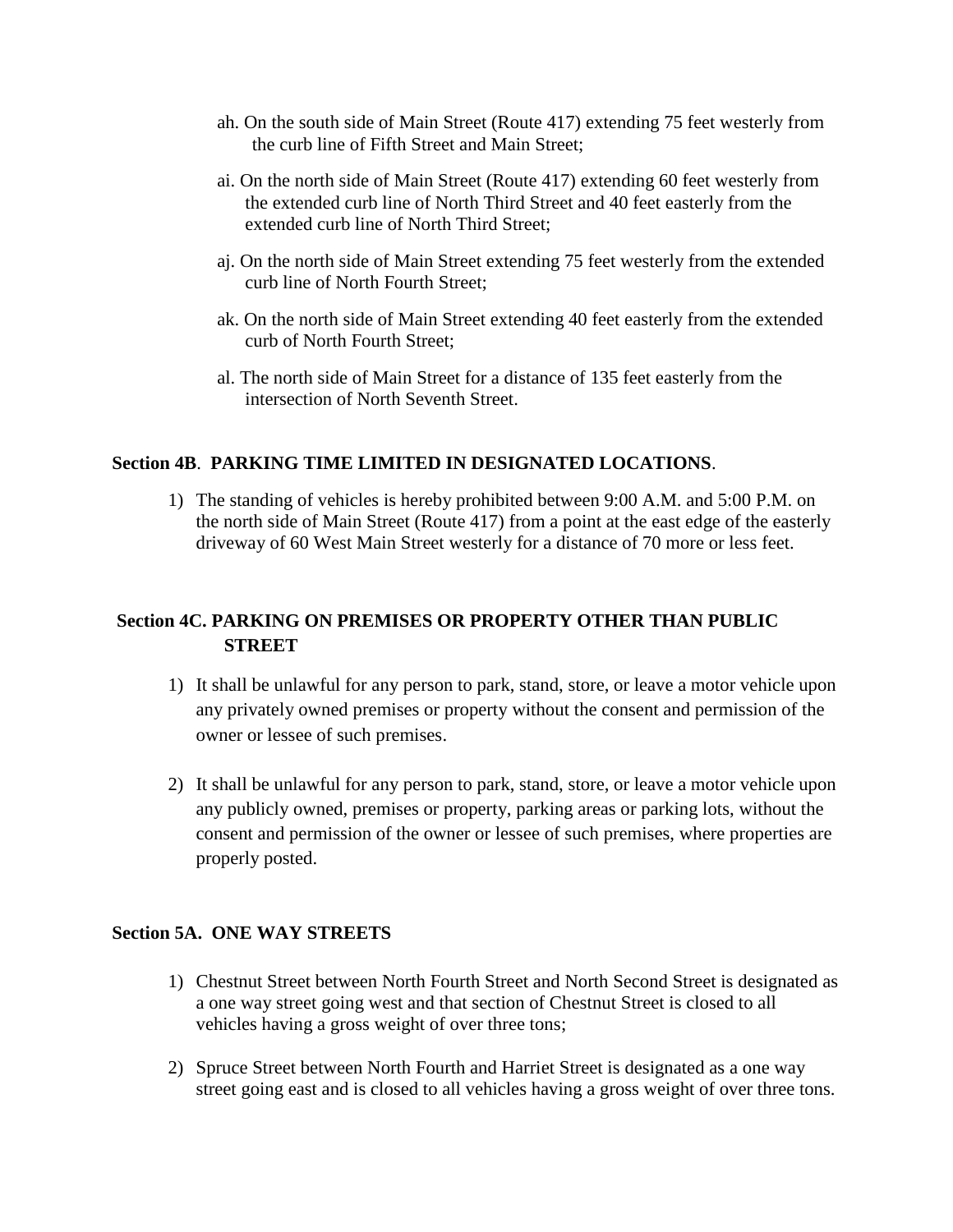ah. On the south side of Main Street (Route 417) extending 75 feet westerly from the curb line of Fifth Street and Main Street;

ai. On the north side of Main Street (Route 417) extending 60 feet westerly from the extended curb line of North Third Street and 40 feet easterly from the extended curb line of North Third Street;

aj. On the north side of Main Street extending 75 feet westerly from the extended curb line of North Fourth Street;

ak. On the north side of Main Street extending 40 feet easterly from the extended curb of North Fourth Street;

al. The north side of Main Street for a distance of 135 feet easterly from the intersection of North Seventh Street.

**Section 4B**. **PARKING TIME LIMITED IN DESIGNATED LOCATIONS**.

1) The standing of vehicles is hereby prohibited between 9:00 A.M. and 5:00 P.M. on the north side of Main Street (Route 417) from a point at the east edge of the easterly driveway of 60 West Main Street westerly for a distance of 70 more or less feet.

**Section 4C. PARKING ON PREMISES OR PROPERTY OTHER THAN PUBLIC STREET**

1) It shall be unlawful for any person to park, stand, store, or leave a motor vehicle upon any privately owned premises or property without the consent and permission of the owner or lessee of such premises.

2) It shall be unlawful for any person to park, stand, store, or leave a motor vehicle upon any publicly owned, premises or property, parking areas or parking lots, without the consent and permission of the owner or lessee of such premises, where properties are properly posted.

**Section 5A. ONE WAY STREETS**

1) Chestnut Street between North Fourth Street and North Second Street is designated as a one way street going west and that section of Chestnut Street is closed to all vehicles having a gross weight of over three tons;

2) Spruce Street between North Fourth and Harriet Street is designated as a one way street going east and is closed to all vehicles having a gross weight of over three tons.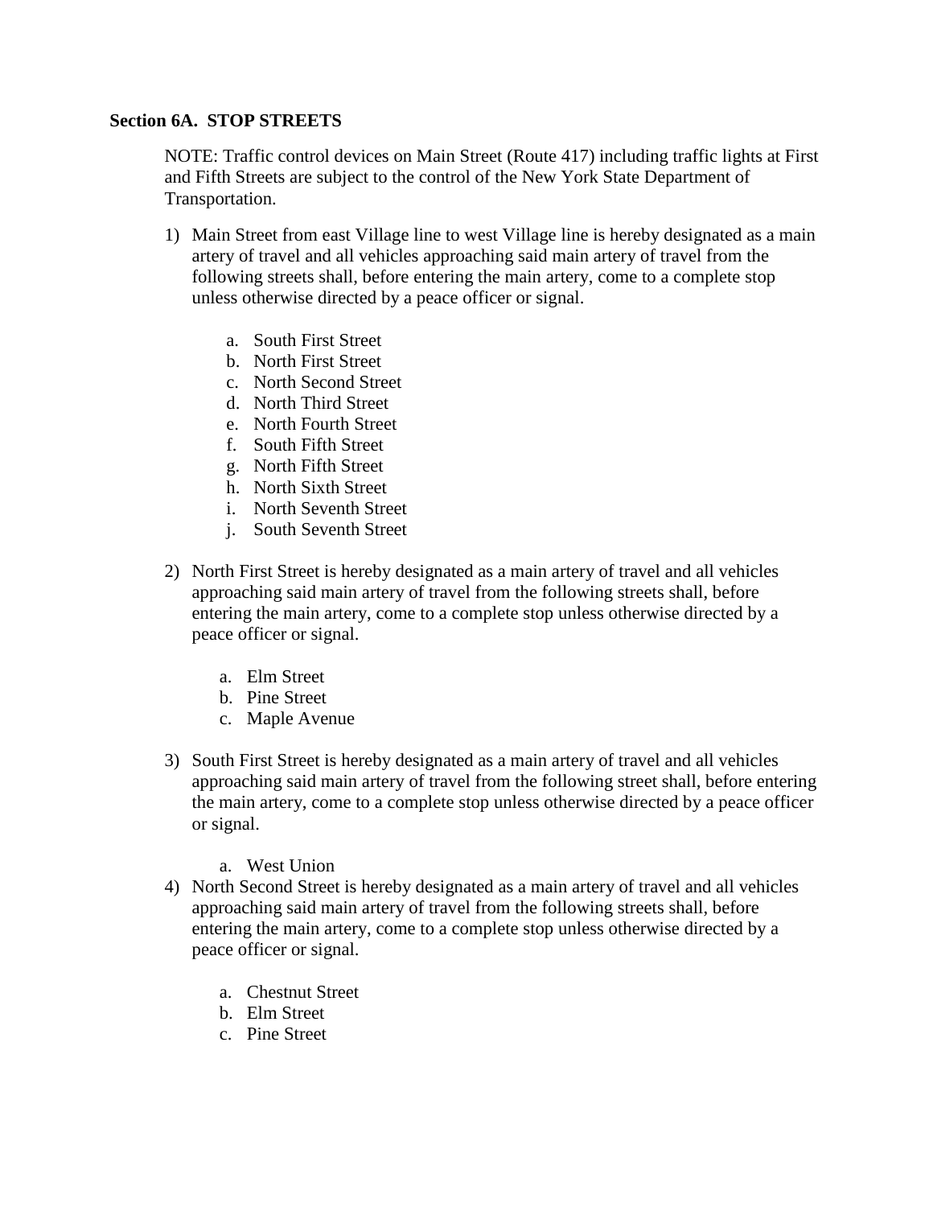**Section 6A. STOP STREETS**

NOTE: Traffic control devices on Main Street (Route 417) including traffic lights at First and Fifth Streets are subject to the control of the New York State Department of Transportation.

1) Main Street from east Village line to west Village line is hereby designated as a main artery of travel and all vehicles approaching said main artery of travel from the following streets shall, before entering the main artery, come to a complete stop unless otherwise directed by a peace officer or signal.

   a. South First Street
   b. North First Street
   c. North Second Street
   d. North Third Street
   e. North Fourth Street
   f. South Fifth Street
   g. North Fifth Street
   h. North Sixth Street
   i. North Seventh Street
   j. South Seventh Street

2) North First Street is hereby designated as a main artery of travel and all vehicles approaching said main artery of travel from the following streets shall, before entering the main artery, come to a complete stop unless otherwise directed by a peace officer or signal.

   a. Elm Street
   b. Pine Street
   c. Maple Avenue

3) South First Street is hereby designated as a main artery of travel and all vehicles approaching said main artery of travel from the following street shall, before entering the main artery, come to a complete stop unless otherwise directed by a peace officer or signal.

   a. West Union

4) North Second Street is hereby designated as a main artery of travel and all vehicles approaching said main artery of travel from the following streets shall, before entering the main artery, come to a complete stop unless otherwise directed by a peace officer or signal.

   a. Chestnut Street
   b. Elm Street
   c. Pine Street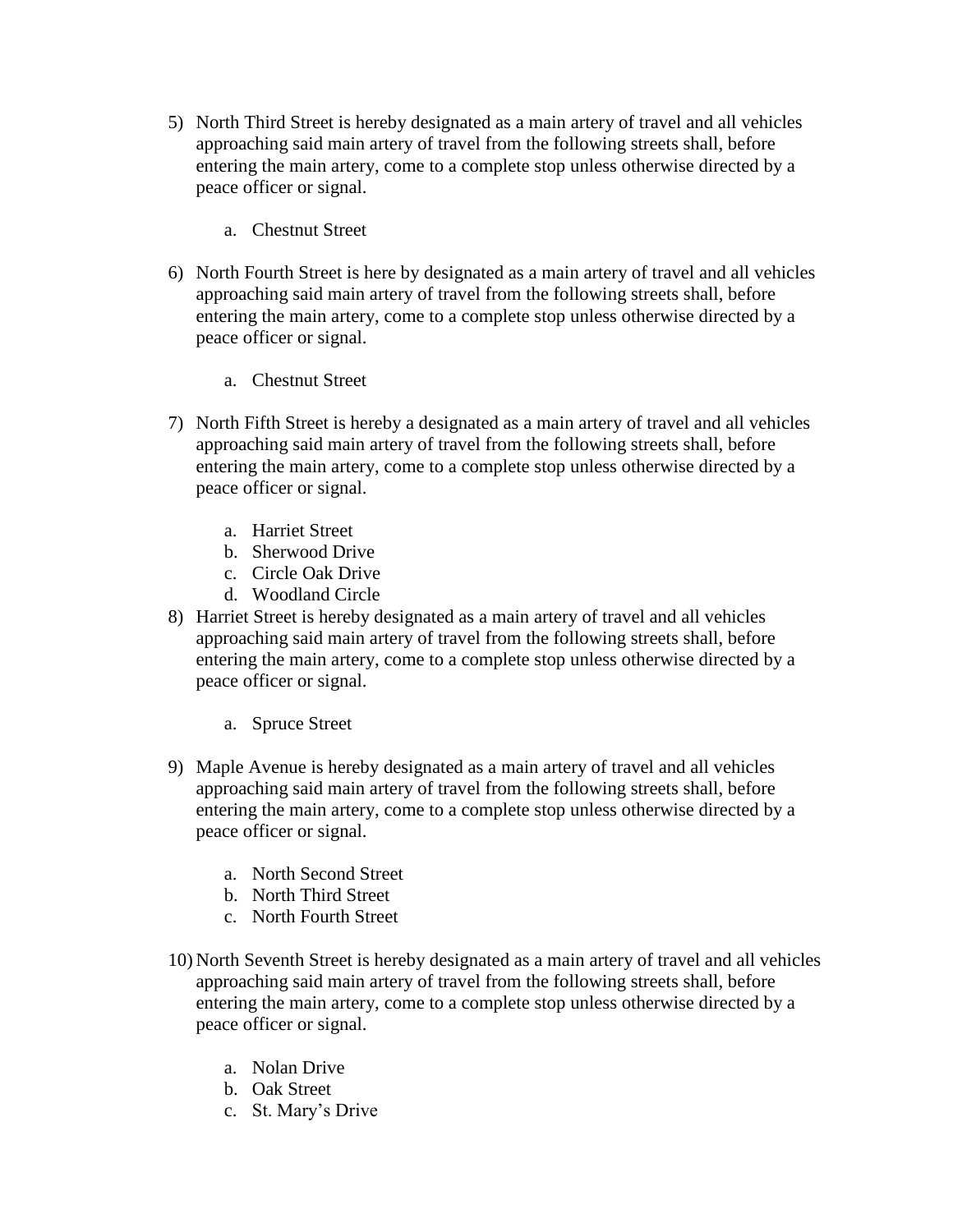5) North Third Street is hereby designated as a main artery of travel and all vehicles approaching said main artery of travel from the following streets shall, before entering the main artery, come to a complete stop unless otherwise directed by a peace officer or signal.

    a. Chestnut Street

6) North Fourth Street is here by designated as a main artery of travel and all vehicles approaching said main artery of travel from the following streets shall, before entering the main artery, come to a complete stop unless otherwise directed by a peace officer or signal.

    a. Chestnut Street

7) North Fifth Street is hereby a designated as a main artery of travel and all vehicles approaching said main artery of travel from the following streets shall, before entering the main artery, come to a complete stop unless otherwise directed by a peace officer or signal.

    a. Harriet Street
    b. Sherwood Drive
    c. Circle Oak Drive
    d. Woodland Circle

8) Harriet Street is hereby designated as a main artery of travel and all vehicles approaching said main artery of travel from the following streets shall, before entering the main artery, come to a complete stop unless otherwise directed by a peace officer or signal.

    a. Spruce Street

9) Maple Avenue is hereby designated as a main artery of travel and all vehicles approaching said main artery of travel from the following streets shall, before entering the main artery, come to a complete stop unless otherwise directed by a peace officer or signal.

    a. North Second Street
    b. North Third Street
    c. North Fourth Street

10) North Seventh Street is hereby designated as a main artery of travel and all vehicles approaching said main artery of travel from the following streets shall, before entering the main artery, come to a complete stop unless otherwise directed by a peace officer or signal.

    a. Nolan Drive
    b. Oak Street
    c. St. Mary's Drive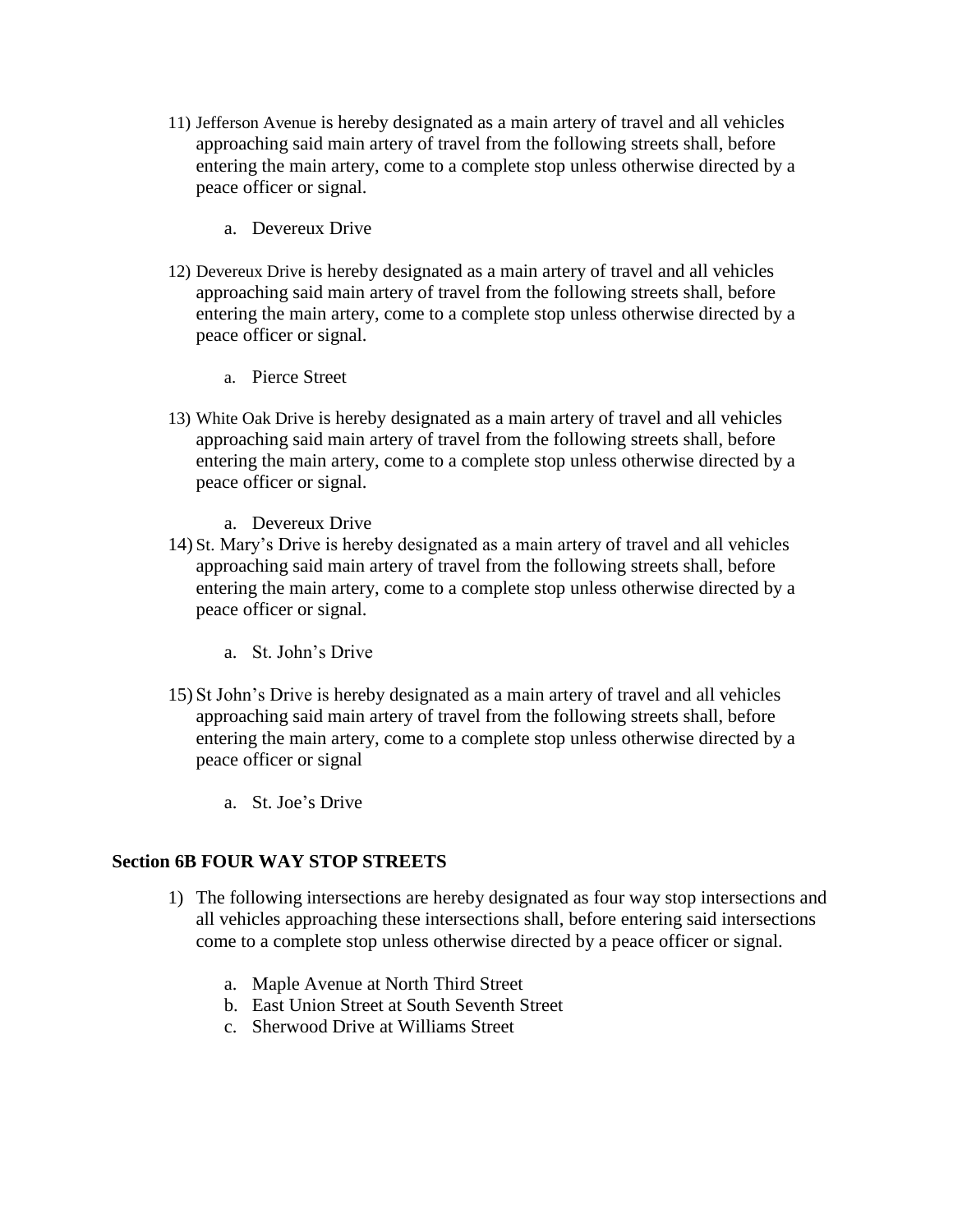11) Jefferson Avenue is hereby designated as a main artery of travel and all vehicles approaching said main artery of travel from the following streets shall, before entering the main artery, come to a complete stop unless otherwise directed by a peace officer or signal.

    a. Devereux Drive

12) Devereux Drive is hereby designated as a main artery of travel and all vehicles approaching said main artery of travel from the following streets shall, before entering the main artery, come to a complete stop unless otherwise directed by a peace officer or signal.

    a. Pierce Street

13) White Oak Drive is hereby designated as a main artery of travel and all vehicles approaching said main artery of travel from the following streets shall, before entering the main artery, come to a complete stop unless otherwise directed by a peace officer or signal.

    a. Devereux Drive

14) St. Mary's Drive is hereby designated as a main artery of travel and all vehicles approaching said main artery of travel from the following streets shall, before entering the main artery, come to a complete stop unless otherwise directed by a peace officer or signal.

    a. St. John's Drive

15) St John's Drive is hereby designated as a main artery of travel and all vehicles approaching said main artery of travel from the following streets shall, before entering the main artery, come to a complete stop unless otherwise directed by a peace officer or signal

    a. St. Joe's Drive

**Section 6B FOUR WAY STOP STREETS**

1) The following intersections are hereby designated as four way stop intersections and all vehicles approaching these intersections shall, before entering said intersections come to a complete stop unless otherwise directed by a peace officer or signal.

    a. Maple Avenue at North Third Street
    b. East Union Street at South Seventh Street
    c. Sherwood Drive at Williams Street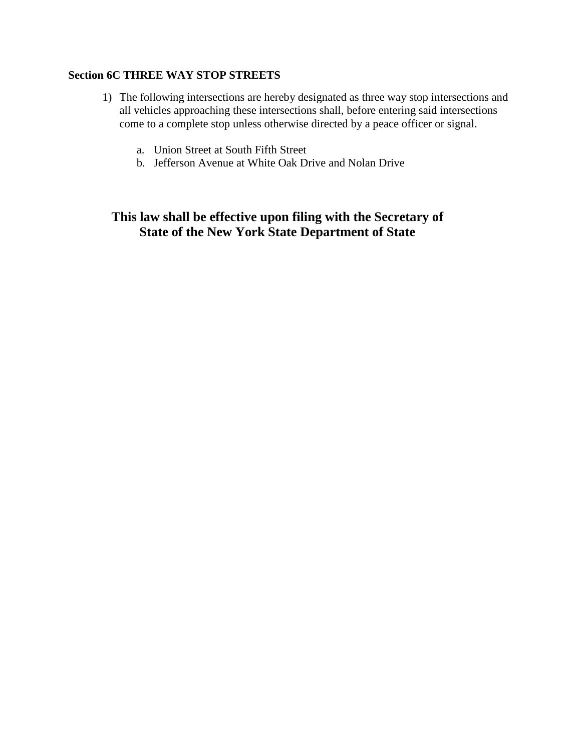**Section 6C THREE WAY STOP STREETS**

1) The following intersections are hereby designated as three way stop intersections and all vehicles approaching these intersections shall, before entering said intersections come to a complete stop unless otherwise directed by a peace officer or signal.

   a. Union Street at South Fifth Street
   b. Jefferson Avenue at White Oak Drive and Nolan Drive

**This law shall be effective upon filing with the Secretary of State of the New York State Department of State**